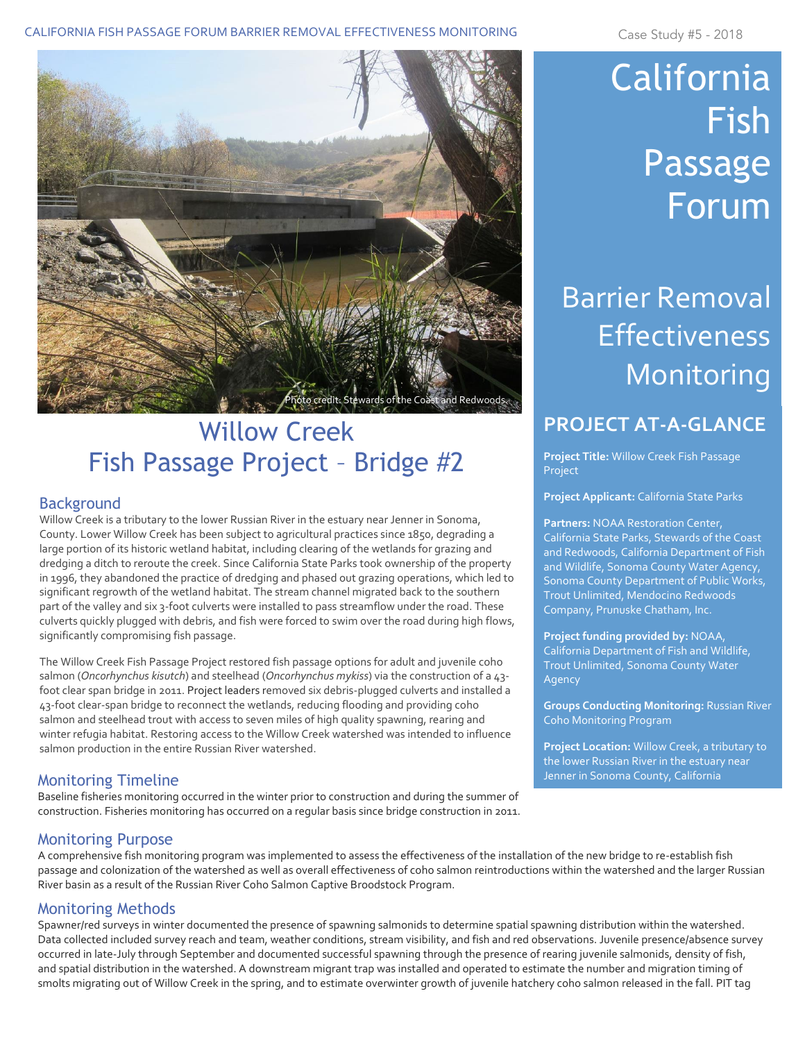Case Study #5 - 2018

# California Fish Passage Forum

## Barrier Removal Effectiveness Monitoring

Photo credit: Stewards of the Coast and Redwoods.

# Willow Creek Fish Passage Project – Bridge #2

## PROJECT AT-A-GLANCE

**Project Title:** Willow Creek Fish Passage Project

**Project Applicant:** California State Parks

**Partners:** NOAA Restoration Center, California State Parks, Stewards of the Coast and Redwoods, California Department of Fish and Wildlife, Sonoma County Water Agency, Sonoma County Department of Public Works, Trout Unlimited, Mendocino Redwoods Company, Prunuske Chatham, Inc.

**Project funding provided by:** NOAA, California Department of Fish and Wildlife, Trout Unlimited, Sonoma County Water Agency

**Groups Conducting Monitoring:** Russian River Coho Monitoring Program

**Project Location:** Willow Creek, a tributary to the lower Russian River in the estuary near Jenner in Sonoma County, California

## Background

Willow Creek is a tributary to the lower Russian River in the estuary near Jenner in Sonoma, County. Lower Willow Creek has been subject to agricultural practices since 1850, degrading a large portion of its historic wetland habitat, including clearing of the wetlands for grazing and dredging a ditch to reroute the creek. Since California State Parks took ownership of the property in 1996, they abandoned the practice of dredging and phased out grazing operations, which led to significant regrowth of the wetland habitat. The stream channel migrated back to the southern part of the valley and six 3-foot culverts were installed to pass streamflow under the road. These culverts quickly plugged with debris, and fish were forced to swim over the road during high flows, significantly compromising fish passage.

The Willow Creek Fish Passage Project restored fish passage options for adult and juvenile coho salmon (*Oncorhynchus kisutch*) and steelhead (*Oncorhynchus mykiss*) via the construction of a 43-foot clear span bridge in 2011. Project leaders removed six debris-plugged culverts and installed a 43-foot clear-span bridge to reconnect the wetlands, reducing flooding and providing coho salmon and steelhead trout with access to seven miles of high quality spawning, rearing and winter refugia habitat. Restoring access to the Willow Creek watershed was intended to influence salmon production in the entire Russian River watershed.

## Monitoring Timeline

Baseline fisheries monitoring occurred in the winter prior to construction and during the summer of construction. Fisheries monitoring has occurred on a regular basis since bridge construction in 2011.

## Monitoring Purpose

A comprehensive fish monitoring program was implemented to assess the effectiveness of the installation of the new bridge to re-establish fish passage and colonization of the watershed as well as overall effectiveness of coho salmon reintroductions within the watershed and the larger Russian River basin as a result of the Russian River Coho Salmon Captive Broodstock Program.

## Monitoring Methods

Spawner/red surveys in winter documented the presence of spawning salmonids to determine spatial spawning distribution within the watershed. Data collected included survey reach and team, weather conditions, stream visibility, and fish and red observations. Juvenile presence/absence survey occurred in late-July through September and documented successful spawning through the presence of rearing juvenile salmonids, density of fish, and spatial distribution in the watershed. A downstream migrant trap was installed and operated to estimate the number and migration timing of smolts migrating out of Willow Creek in the spring, and to estimate overwinter growth of juvenile hatchery coho salmon released in the fall. PIT tag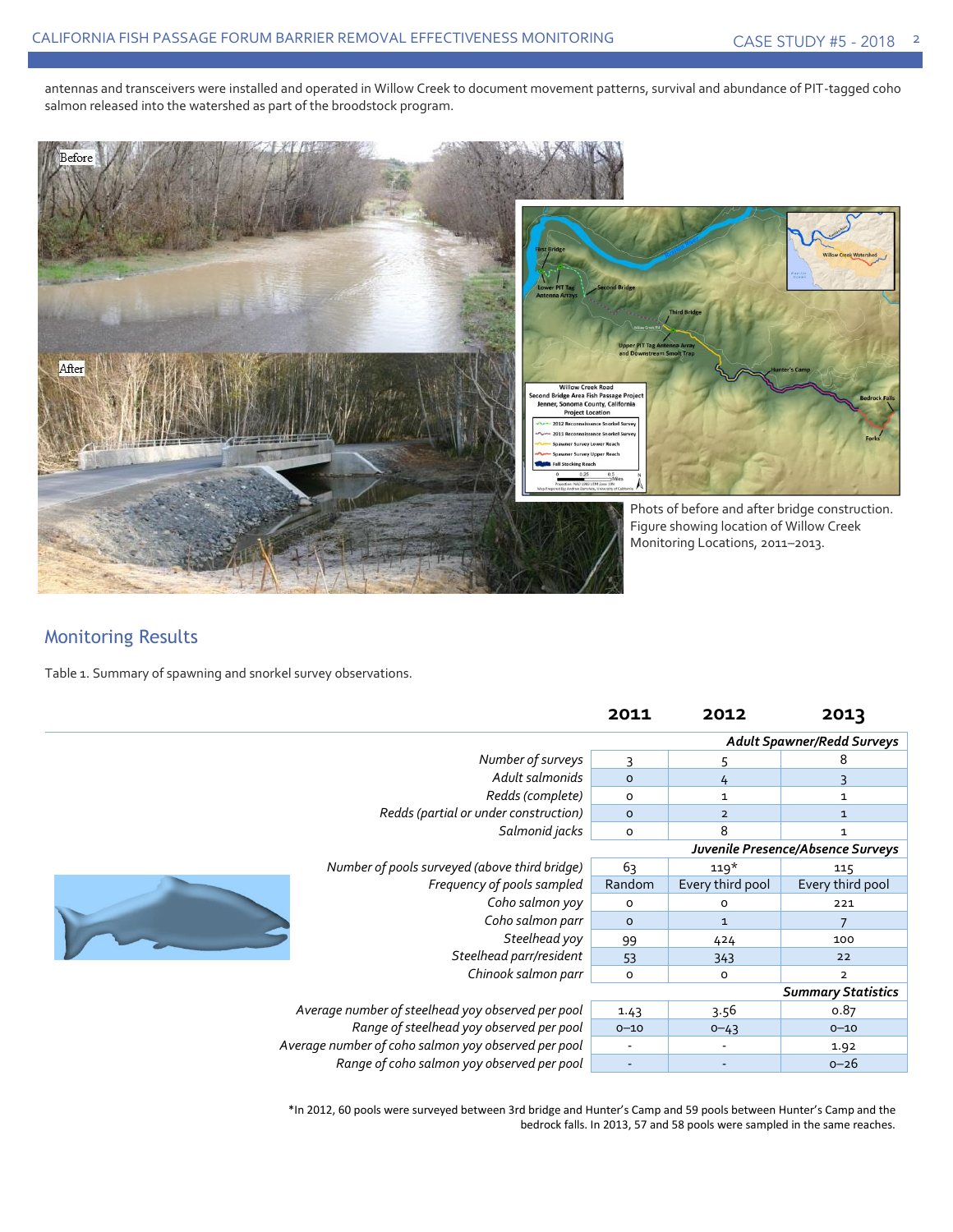antennas and transceivers were installed and operated in Willow Creek to document movement patterns, survival and abundance of PIT-tagged coho salmon released into the watershed as part of the broodstock program.

Phots of before and after bridge construction. Figure showing location of Willow Creek Monitoring Locations, 2011–2013.

## Monitoring Results

Table 1. Summary of spawning and snorkel survey observations.

| | 2011 | 2012 | 2013 |
|---|---|---|---|
| ***Adult Spawner/Redd Surveys*** | | | |
| *Number of surveys* | 3 | 5 | 8 |
| *Adult salmonids* | 0 | 4 | 3 |
| *Redds (complete)* | 0 | 1 | 1 |
| *Redds (partial or under construction)* | 0 | 2 | 1 |
| *Salmonid jacks* | 0 | 8 | 1 |
| ***Juvenile Presence/Absence Surveys*** | | | |
| *Number of pools surveyed (above third bridge)* | 63 | 119* | 115 |
| *Frequency of pools sampled* | Random | Every third pool | Every third pool |
| *Coho salmon yoy* | 0 | 0 | 221 |
| *Coho salmon parr* | 0 | 1 | 7 |
| *Steelhead yoy* | 99 | 424 | 100 |
| *Steelhead parr/resident* | 53 | 343 | 22 |
| *Chinook salmon parr* | 0 | 0 | 2 |
| ***Summary Statistics*** | | | |
| *Average number of steelhead yoy observed per pool* | 1.43 | 3.56 | 0.87 |
| *Range of steelhead yoy observed per pool* | 0–10 | 0–43 | 0–10 |
| *Average number of coho salmon yoy observed per pool* | - | - | 1.92 |
| *Range of coho salmon yoy observed per pool* | - | - | 0–26 |

*In 2012, 60 pools were surveyed between 3rd bridge and Hunter's Camp and 59 pools between Hunter's Camp and the bedrock falls. In 2013, 57 and 58 pools were sampled in the same reaches.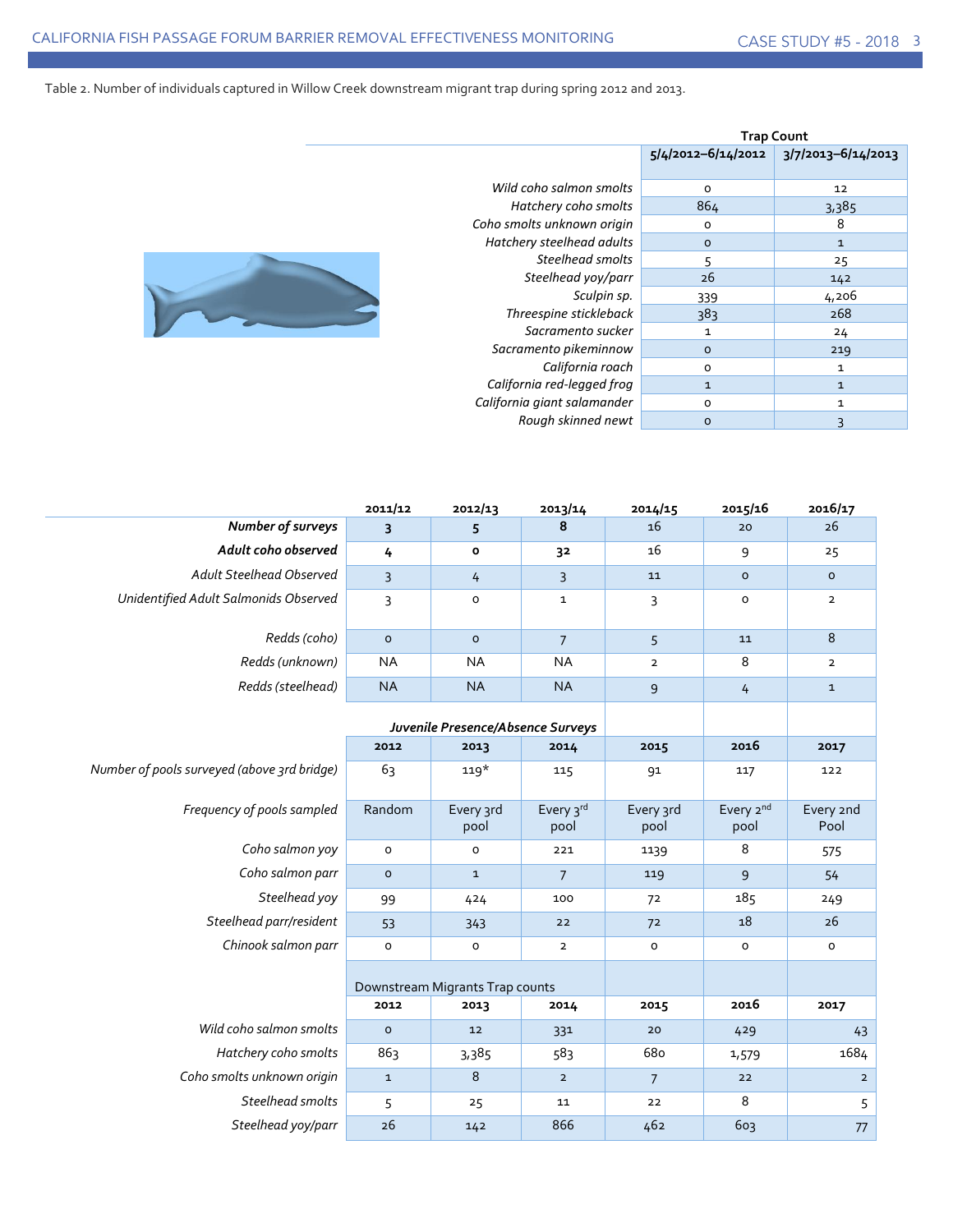Table 2. Number of individuals captured in Willow Creek downstream migrant trap during spring 2012 and 2013.

| | Trap Count | |
|---|---|---|
| | 5/4/2012–6/14/2012 | 3/7/2013–6/14/2013 |
| *Wild coho salmon smolts* | 0 | 12 |
| *Hatchery coho smolts* | 864 | 3,385 |
| *Coho smolts unknown origin* | 0 | 8 |
| *Hatchery steelhead adults* | 0 | 1 |
| *Steelhead smolts* | 5 | 25 |
| *Steelhead yoy/parr* | 26 | 142 |
| *Sculpin sp.* | 339 | 4,206 |
| *Threespine stickleback* | 383 | 268 |
| *Sacramento sucker* | 1 | 24 |
| *Sacramento pikeminnow* | 0 | 219 |
| *California roach* | 0 | 1 |
| *California red-legged frog* | 1 | 1 |
| *California giant salamander* | 0 | 1 |
| *Rough skinned newt* | 0 | 3 |

| | 2011/12 | 2012/13 | 2013/14 | 2014/15 | 2015/16 | 2016/17 |
|---|---|---|---|---|---|---|
| ***Number of surveys*** | **3** | **5** | **8** | 16 | 20 | 26 |
| ***Adult coho observed*** | **4** | **0** | **32** | 16 | 9 | 25 |
| *Adult Steelhead Observed* | 3 | 4 | 3 | 11 | 0 | 0 |
| *Unidentified Adult Salmonids Observed* | 3 | 0 | 1 | 3 | 0 | 2 |
| *Redds (coho)* | 0 | 0 | 7 | 5 | 11 | 8 |
| *Redds (unknown)* | NA | NA | NA | 2 | 8 | 2 |
| *Redds (steelhead)* | NA | NA | NA | 9 | 4 | 1 |
| | ***Juvenile Presence/Absence Surveys*** | | | | | |
| | 2012 | 2013 | 2014 | 2015 | 2016 | 2017 |
| *Number of pools surveyed (above 3rd bridge)* | 63 | 119* | 115 | 91 | 117 | 122 |
| *Frequency of pools sampled* | Random | Every 3rd pool | Every 3rd pool | Every 3rd pool | Every 2nd pool | Every 2nd Pool |
| *Coho salmon yoy* | 0 | 0 | 221 | 1139 | 8 | 575 |
| *Coho salmon parr* | 0 | 1 | 7 | 119 | 9 | 54 |
| *Steelhead yoy* | 99 | 424 | 100 | 72 | 185 | 249 |
| *Steelhead parr/resident* | 53 | 343 | 22 | 72 | 18 | 26 |
| *Chinook salmon parr* | 0 | 0 | 2 | 0 | 0 | 0 |
| | Downstream Migrants Trap counts | | | | | |
| | 2012 | 2013 | 2014 | 2015 | 2016 | 2017 |
| *Wild coho salmon smolts* | 0 | 12 | 331 | 20 | 429 | 43 |
| *Hatchery coho smolts* | 863 | 3,385 | 583 | 680 | 1,579 | 1684 |
| *Coho smolts unknown origin* | 1 | 8 | 2 | 7 | 22 | 2 |
| *Steelhead smolts* | 5 | 25 | 11 | 22 | 8 | 5 |
| *Steelhead yoy/parr* | 26 | 142 | 866 | 462 | 603 | 77 |